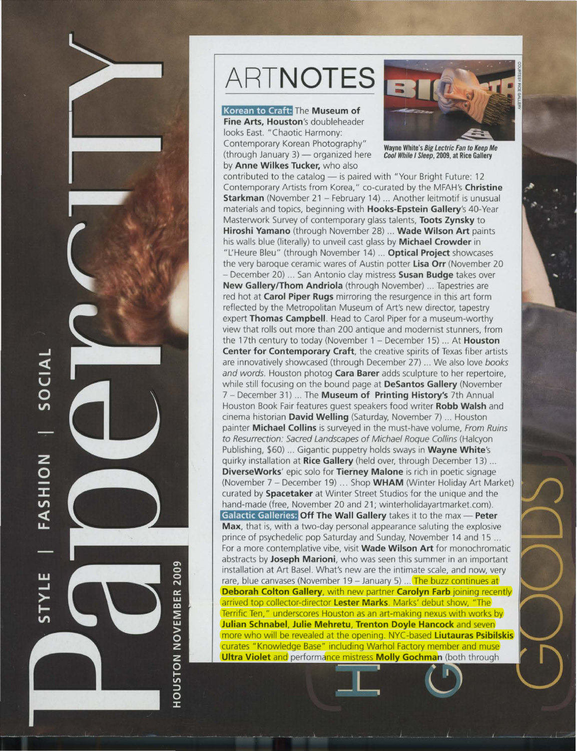# ARTNOTES

Wayne White's *Big Lectric Fan to Keep Me Cool While I Sleep*, 2009, at Rice Gallery

**Korean to Craft:** The **Museum of Fine Arts, Houston**'s doubleheader looks East. "Chaotic Harmony: Contemporary Korean Photography" (through January 3) — organized here by **Anne Wilkes Tucker,** who also contributed to the catalog — is paired with "Your Bright Future: 12 Contemporary Artists from Korea," co-curated by the MFAH's **Christine Starkman** (November 21 – February 14) ... Another leitmotif is unusual materials and topics, beginning with **Hooks-Epstein Gallery**'s 40-Year Masterwork Survey of contemporary glass talents, **Toots Zynsky** to **Hiroshi Yamano** (through November 28) ... **Wade Wilson Art** paints his walls blue (literally) to unveil cast glass by **Michael Crowder** in "L'Heure Bleu" (through November 14) ... **Optical Project** showcases the very baroque ceramic wares of Austin potter **Lisa Orr** (November 20 – December 20) ... San Antonio clay mistress **Susan Budge** takes over **New Gallery/Thom Andriola** (through November) ... Tapestries are red hot at **Carol Piper Rugs** mirroring the resurgence in this art form reflected by the Metropolitan Museum of Art's new director, tapestry expert **Thomas Campbell**. Head to Carol Piper for a museum-worthy view that rolls out more than 200 antique and modernist stunners, from the 17th century to today (November 1 – December 15) ... At **Houston Center for Contemporary Craft**, the creative spirits of Texas fiber artists are innovatively showcased (through December 27) ... We also love *books and words*. Houston photog **Cara Barer** adds sculpture to her repertoire, while still focusing on the bound page at **DeSantos Gallery** (November 7 – December 31) ... The **Museum of Printing History's** 7th Annual Houston Book Fair features guest speakers food writer **Robb Walsh** and cinema historian **David Welling** (Saturday, November 7) ... Houston painter **Michael Collins** is surveyed in the must-have volume, *From Ruins to Resurrection: Sacred Landscapes of Michael Roque Collins* (Halcyon Publishing, $60) ... Gigantic puppetry holds sways in **Wayne White**'s quirky installation at **Rice Gallery** (held over, through December 13) ... **DiverseWorks**' epic solo for **Tierney Malone** is rich in poetic signage (November 7 – December 19) ... Shop **WHAM** (Winter Holiday Art Market) curated by **Spacetaker** at Winter Street Studios for the unique and the hand-made (free, November 20 and 21; winterholidayartmarket.com).

**Galactic Galleries:** **Off The Wall Gallery** takes it to the max — **Peter Max**, that is, with a two-day personal appearance saluting the explosive prince of psychedelic pop Saturday and Sunday, November 14 and 15 ... For a more contemplative vibe, visit **Wade Wilson Art** for monochromatic abstracts by **Joseph Marioni**, who was seen this summer in an important installation at Art Basel. What's new are the intimate scale, and now, very rare, blue canvases (November 19 – January 5) ... The buzz continues at **Deborah Colton Gallery**, with new partner **Carolyn Farb** joining recently arrived top collector-director **Lester Marks**. Marks' debut show, "The Terrific Ten," underscores Houston as an art-making nexus with works by **Julian Schnabel, Julie Mehretu, Trenton Doyle Hancock** and seven more who will be revealed at the opening. NYC-based **Liutauras Psibilskis** curates "Knowledge Base" including Warhol Factory member and muse **Ultra Violet** and performance mistress **Molly Gochman** (both through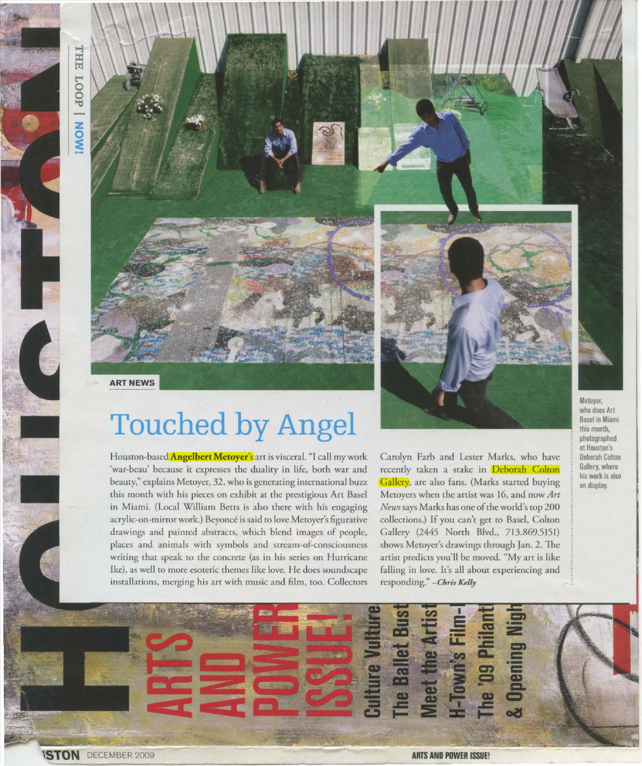ART NEWS

# Touched by Angel

Houston-based **Angelbert Metoyer's** art is visceral. "I call my work 'war-beau' because it expresses the duality in life, both war and beauty," explains Metoyer, 32, who is generating international buzz this month with his pieces on exhibit at the prestigious Art Basel in Miami. (Local William Betts is also there with his engaging acrylic-on-mirror work.) Beyoncé is said to love Metoyer's figurative drawings and painted abstracts, which blend images of people, places and animals with symbols and stream-of-consciousness writing that speak to the concrete (as in his series on Hurricane Ike), as well to more esoteric themes like love. He does soundscape installations, merging his art with music and film, too. Collectors Carolyn Farb and Lester Marks, who have recently taken a stake in Deborah Colton Gallery, are also fans. (Marks started buying Metoyers when the artist was 16, and now *Art News* says Marks has one of the world's top 200 collections.) If you can't get to Basel, Colton Gallery (2445 North Blvd., 713.869.5151) shows Metoyer's drawings through Jan. 2. The artist predicts you'll be moved. "My art is like falling in love. It's all about experiencing and responding." *–Chris Kelly*

Metoyer, who does Art Basel in Miami this month, photographed at Houston's Deborah Colton Gallery, where his work is also on display.